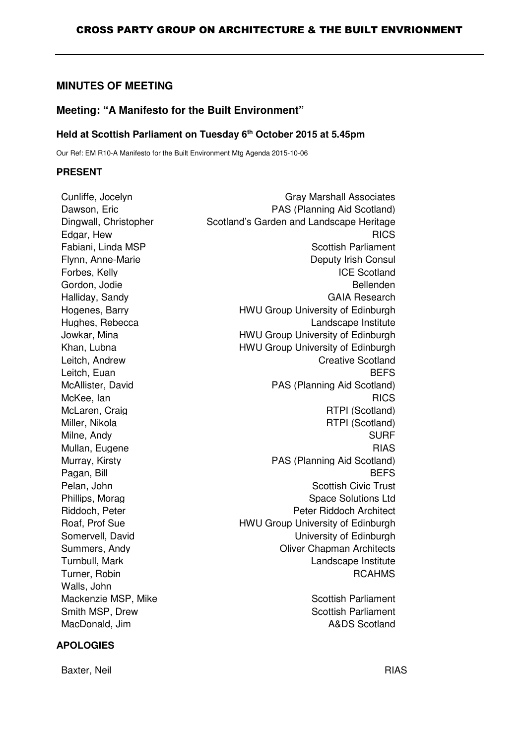# CROSS PARTY GROUP ON ARCHITECTURE & THE BUILT ENVRIONMENT

## MINUTES OF MEETING

## Meeting: "A Manifesto for the Built Environment"

### Held at Scottish Parliament on Tuesday 6th October 2015 at 5.45pm

Our Ref: EM R10-A Manifesto for the Built Environment Mtg Agenda 2015-10-06

### PRESENT

| | |
|---|---|
| Cunliffe, Jocelyn | Gray Marshall Associates |
| Dawson, Eric | PAS (Planning Aid Scotland) |
| Dingwall, Christopher | Scotland's Garden and Landscape Heritage |
| Edgar, Hew | RICS |
| Fabiani, Linda MSP | Scottish Parliament |
| Flynn, Anne-Marie | Deputy Irish Consul |
| Forbes, Kelly | ICE Scotland |
| Gordon, Jodie | Bellenden |
| Halliday, Sandy | GAIA Research |
| Hogenes, Barry | HWU Group University of Edinburgh |
| Hughes, Rebecca | Landscape Institute |
| Jowkar, Mina | HWU Group University of Edinburgh |
| Khan, Lubna | HWU Group University of Edinburgh |
| Leitch, Andrew | Creative Scotland |
| Leitch, Euan | BEFS |
| McAllister, David | PAS (Planning Aid Scotland) |
| McKee, Ian | RICS |
| McLaren, Craig | RTPI (Scotland) |
| Miller, Nikola | RTPI (Scotland) |
| Milne, Andy | SURF |
| Mullan, Eugene | RIAS |
| Murray, Kirsty | PAS (Planning Aid Scotland) |
| Pagan, Bill | BEFS |
| Pelan, John | Scottish Civic Trust |
| Phillips, Morag | Space Solutions Ltd |
| Riddoch, Peter | Peter Riddoch Architect |
| Roaf, Prof Sue | HWU Group University of Edinburgh |
| Somervell, David | University of Edinburgh |
| Summers, Andy | Oliver Chapman Architects |
| Turnbull, Mark | Landscape Institute |
| Turner, Robin | RCAHMS |
| Walls, John | |
| Mackenzie MSP, Mike | Scottish Parliament |
| Smith MSP, Drew | Scottish Parliament |
| MacDonald, Jim | A&DS Scotland |

### APOLOGIES

| | |
|---|---|
| Baxter, Neil | RIAS |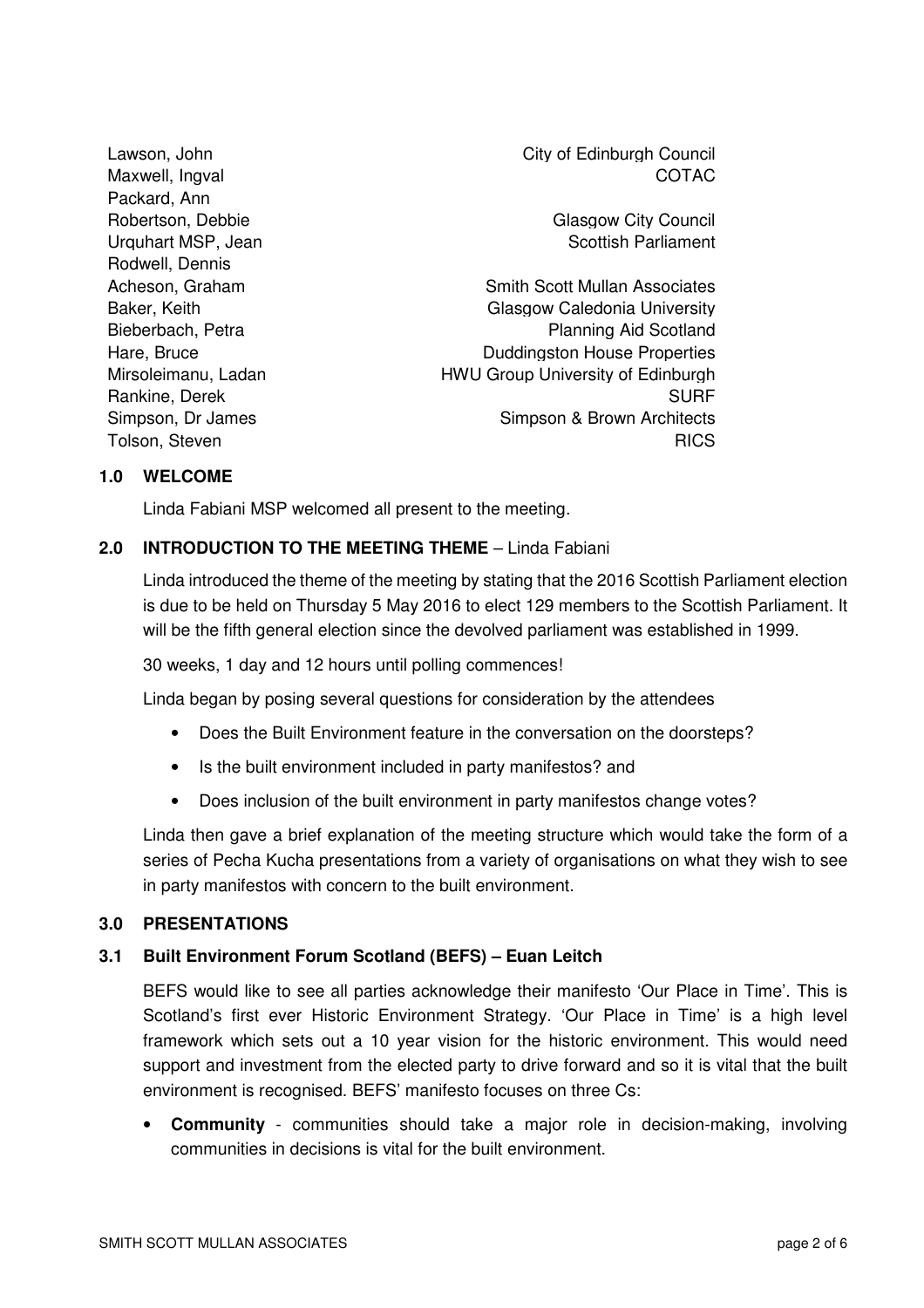| | |
|---|---|
| Lawson, John | City of Edinburgh Council |
| Maxwell, Ingval | COTAC |
| Packard, Ann | |
| Robertson, Debbie | Glasgow City Council |
| Urquhart MSP, Jean | Scottish Parliament |
| Rodwell, Dennis | |
| Acheson, Graham | Smith Scott Mullan Associates |
| Baker, Keith | Glasgow Caledonia University |
| Bieberbach, Petra | Planning Aid Scotland |
| Hare, Bruce | Duddingston House Properties |
| Mirsoleimanu, Ladan | HWU Group University of Edinburgh |
| Rankine, Derek | SURF |
| Simpson, Dr James | Simpson & Brown Architects |
| Tolson, Steven | RICS |

## 1.0 WELCOME

Linda Fabiani MSP welcomed all present to the meeting.

## 2.0 INTRODUCTION TO THE MEETING THEME – Linda Fabiani

Linda introduced the theme of the meeting by stating that the 2016 Scottish Parliament election is due to be held on Thursday 5 May 2016 to elect 129 members to the Scottish Parliament. It will be the fifth general election since the devolved parliament was established in 1999.

30 weeks, 1 day and 12 hours until polling commences!

Linda began by posing several questions for consideration by the attendees

- Does the Built Environment feature in the conversation on the doorsteps?
- Is the built environment included in party manifestos? and
- Does inclusion of the built environment in party manifestos change votes?

Linda then gave a brief explanation of the meeting structure which would take the form of a series of Pecha Kucha presentations from a variety of organisations on what they wish to see in party manifestos with concern to the built environment.

## 3.0 PRESENTATIONS

### 3.1 Built Environment Forum Scotland (BEFS) – Euan Leitch

BEFS would like to see all parties acknowledge their manifesto 'Our Place in Time'. This is Scotland's first ever Historic Environment Strategy. 'Our Place in Time' is a high level framework which sets out a 10 year vision for the historic environment. This would need support and investment from the elected party to drive forward and so it is vital that the built environment is recognised. BEFS' manifesto focuses on three Cs:

- **Community** - communities should take a major role in decision-making, involving communities in decisions is vital for the built environment.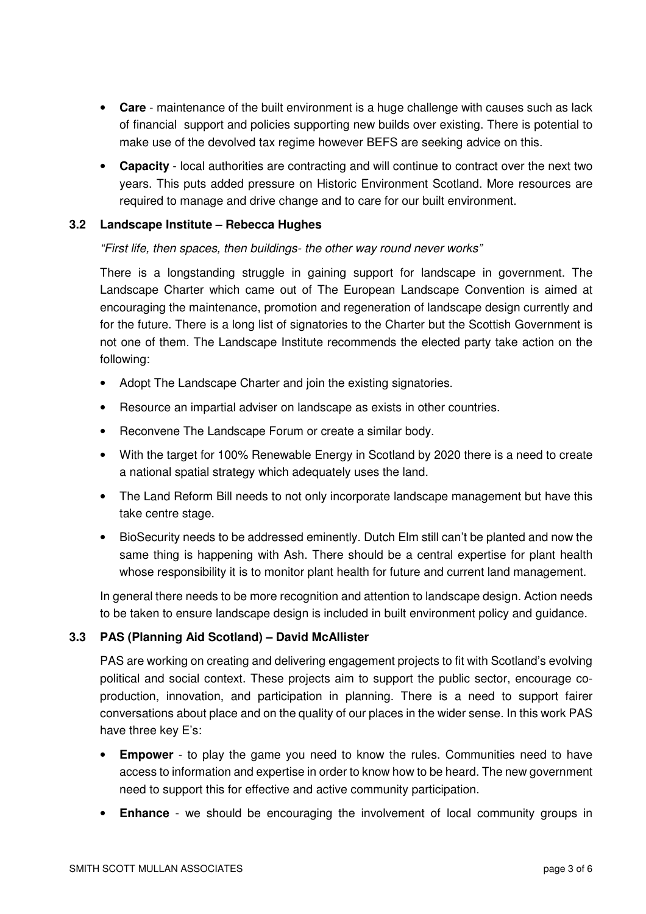- **Care** - maintenance of the built environment is a huge challenge with causes such as lack of financial support and policies supporting new builds over existing. There is potential to make use of the devolved tax regime however BEFS are seeking advice on this.
- **Capacity** - local authorities are contracting and will continue to contract over the next two years. This puts added pressure on Historic Environment Scotland. More resources are required to manage and drive change and to care for our built environment.

### 3.2 Landscape Institute – Rebecca Hughes

*"First life, then spaces, then buildings- the other way round never works"*

There is a longstanding struggle in gaining support for landscape in government. The Landscape Charter which came out of The European Landscape Convention is aimed at encouraging the maintenance, promotion and regeneration of landscape design currently and for the future. There is a long list of signatories to the Charter but the Scottish Government is not one of them. The Landscape Institute recommends the elected party take action on the following:

- Adopt The Landscape Charter and join the existing signatories.
- Resource an impartial adviser on landscape as exists in other countries.
- Reconvene The Landscape Forum or create a similar body.
- With the target for 100% Renewable Energy in Scotland by 2020 there is a need to create a national spatial strategy which adequately uses the land.
- The Land Reform Bill needs to not only incorporate landscape management but have this take centre stage.
- BioSecurity needs to be addressed eminently. Dutch Elm still can't be planted and now the same thing is happening with Ash. There should be a central expertise for plant health whose responsibility it is to monitor plant health for future and current land management.

In general there needs to be more recognition and attention to landscape design. Action needs to be taken to ensure landscape design is included in built environment policy and guidance.

### 3.3 PAS (Planning Aid Scotland) – David McAllister

PAS are working on creating and delivering engagement projects to fit with Scotland's evolving political and social context. These projects aim to support the public sector, encourage co-production, innovation, and participation in planning. There is a need to support fairer conversations about place and on the quality of our places in the wider sense. In this work PAS have three key E's:

- **Empower** - to play the game you need to know the rules. Communities need to have access to information and expertise in order to know how to be heard. The new government need to support this for effective and active community participation.
- **Enhance** - we should be encouraging the involvement of local community groups in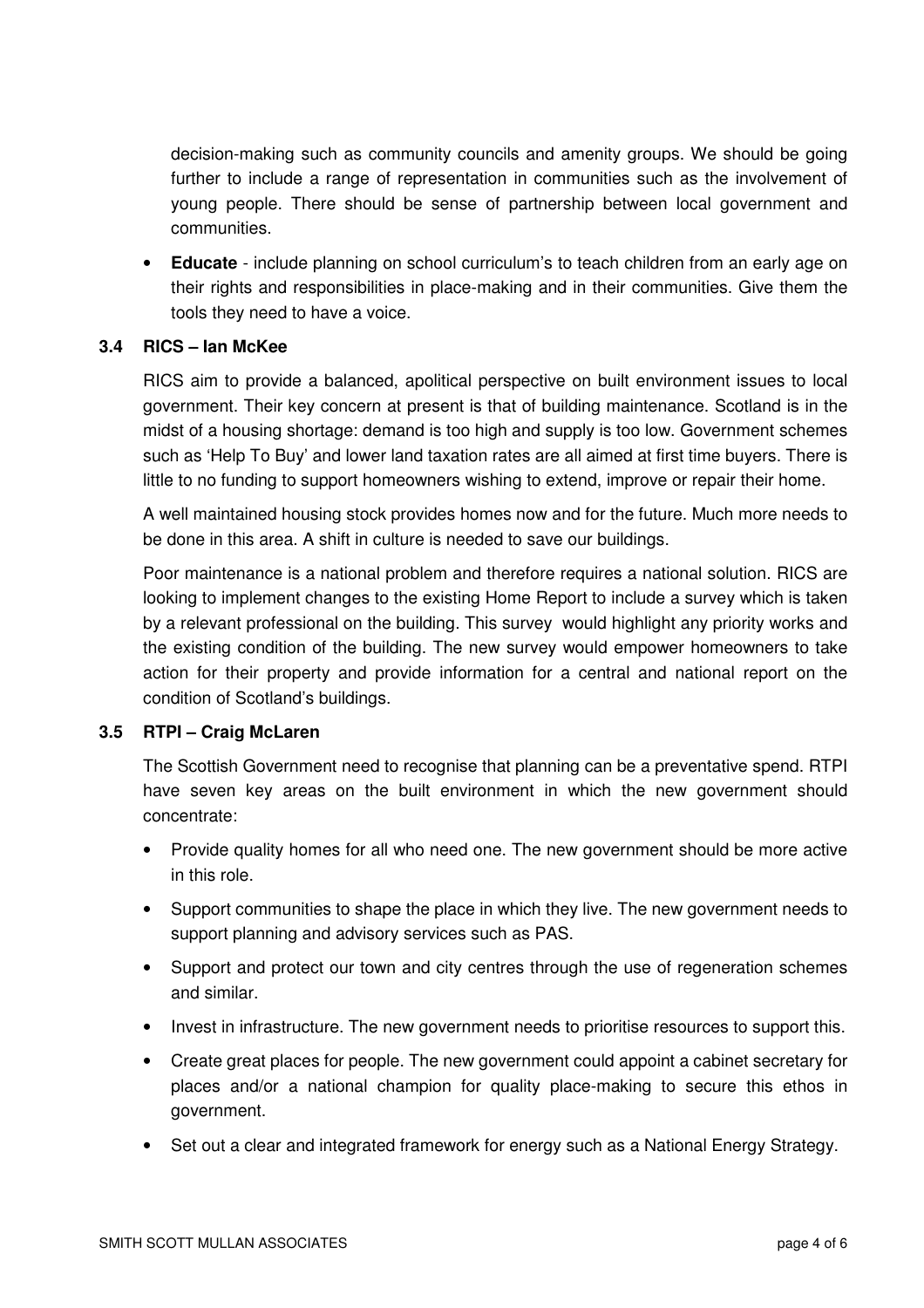decision-making such as community councils and amenity groups. We should be going further to include a range of representation in communities such as the involvement of young people. There should be sense of partnership between local government and communities.

- **Educate** - include planning on school curriculum's to teach children from an early age on their rights and responsibilities in place-making and in their communities. Give them the tools they need to have a voice.

### 3.4 RICS – Ian McKee

RICS aim to provide a balanced, apolitical perspective on built environment issues to local government. Their key concern at present is that of building maintenance. Scotland is in the midst of a housing shortage: demand is too high and supply is too low. Government schemes such as 'Help To Buy' and lower land taxation rates are all aimed at first time buyers. There is little to no funding to support homeowners wishing to extend, improve or repair their home.

A well maintained housing stock provides homes now and for the future. Much more needs to be done in this area. A shift in culture is needed to save our buildings.

Poor maintenance is a national problem and therefore requires a national solution. RICS are looking to implement changes to the existing Home Report to include a survey which is taken by a relevant professional on the building. This survey would highlight any priority works and the existing condition of the building. The new survey would empower homeowners to take action for their property and provide information for a central and national report on the condition of Scotland's buildings.

### 3.5 RTPI – Craig McLaren

The Scottish Government need to recognise that planning can be a preventative spend. RTPI have seven key areas on the built environment in which the new government should concentrate:

- Provide quality homes for all who need one. The new government should be more active in this role.
- Support communities to shape the place in which they live. The new government needs to support planning and advisory services such as PAS.
- Support and protect our town and city centres through the use of regeneration schemes and similar.
- Invest in infrastructure. The new government needs to prioritise resources to support this.
- Create great places for people. The new government could appoint a cabinet secretary for places and/or a national champion for quality place-making to secure this ethos in government.
- Set out a clear and integrated framework for energy such as a National Energy Strategy.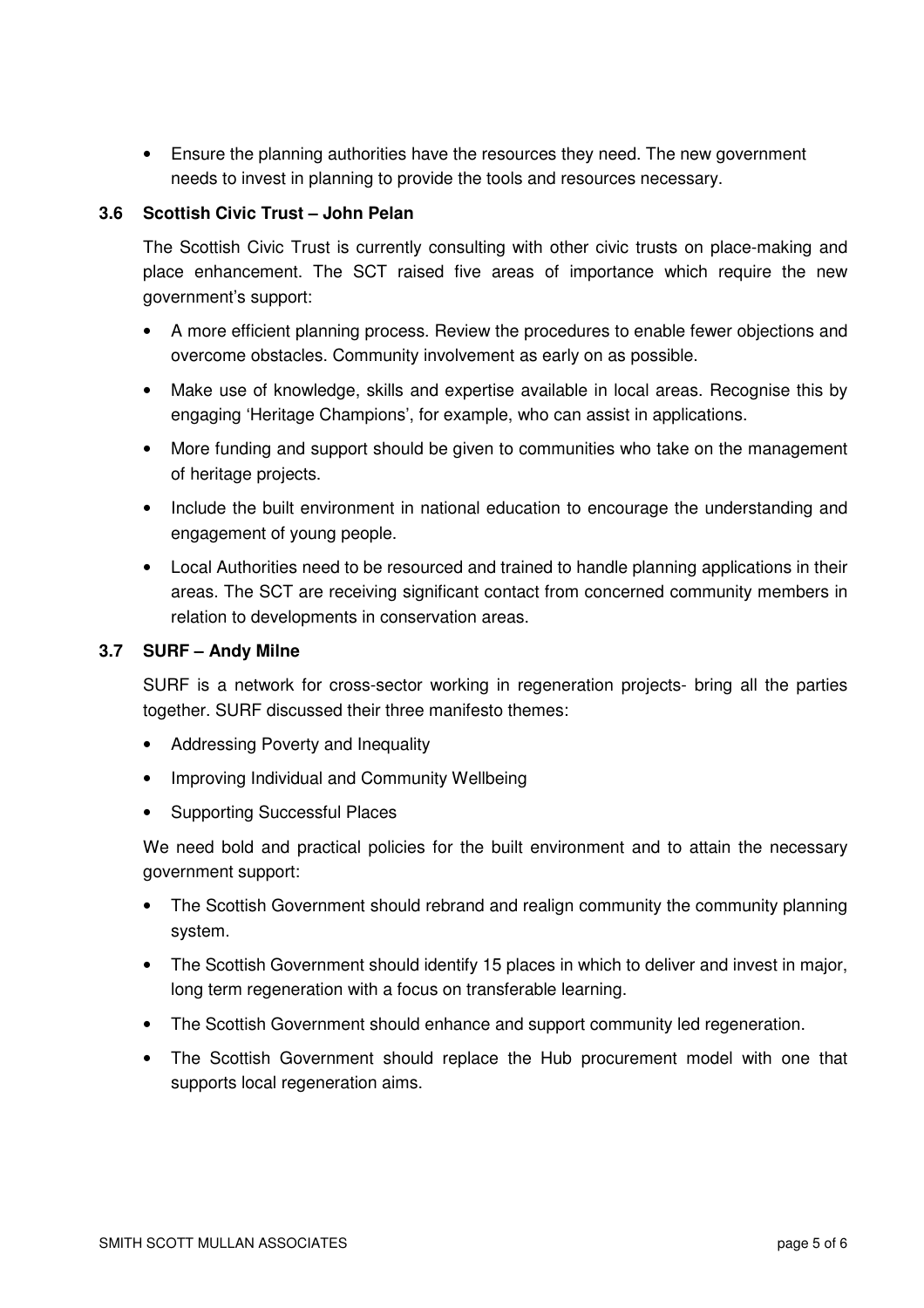- Ensure the planning authorities have the resources they need. The new government needs to invest in planning to provide the tools and resources necessary.

### 3.6 Scottish Civic Trust – John Pelan

The Scottish Civic Trust is currently consulting with other civic trusts on place-making and place enhancement. The SCT raised five areas of importance which require the new government's support:

- A more efficient planning process. Review the procedures to enable fewer objections and overcome obstacles. Community involvement as early on as possible.
- Make use of knowledge, skills and expertise available in local areas. Recognise this by engaging 'Heritage Champions', for example, who can assist in applications.
- More funding and support should be given to communities who take on the management of heritage projects.
- Include the built environment in national education to encourage the understanding and engagement of young people.
- Local Authorities need to be resourced and trained to handle planning applications in their areas. The SCT are receiving significant contact from concerned community members in relation to developments in conservation areas.

### 3.7 SURF – Andy Milne

SURF is a network for cross-sector working in regeneration projects- bring all the parties together. SURF discussed their three manifesto themes:

- Addressing Poverty and Inequality
- Improving Individual and Community Wellbeing
- Supporting Successful Places

We need bold and practical policies for the built environment and to attain the necessary government support:

- The Scottish Government should rebrand and realign community the community planning system.
- The Scottish Government should identify 15 places in which to deliver and invest in major, long term regeneration with a focus on transferable learning.
- The Scottish Government should enhance and support community led regeneration.
- The Scottish Government should replace the Hub procurement model with one that supports local regeneration aims.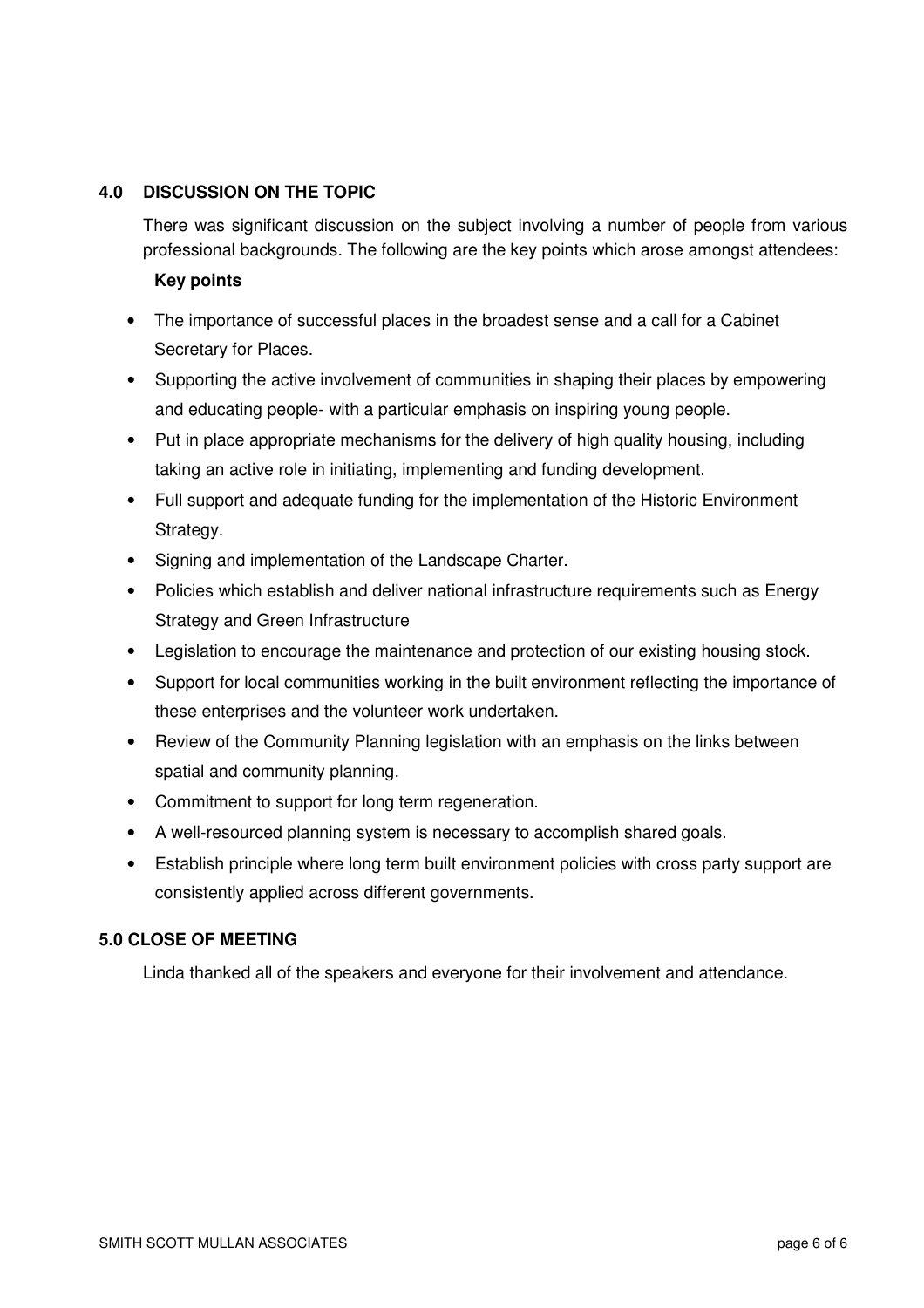## 4.0 DISCUSSION ON THE TOPIC

There was significant discussion on the subject involving a number of people from various professional backgrounds. The following are the key points which arose amongst attendees:

**Key points**

- The importance of successful places in the broadest sense and a call for a Cabinet Secretary for Places.
- Supporting the active involvement of communities in shaping their places by empowering and educating people- with a particular emphasis on inspiring young people.
- Put in place appropriate mechanisms for the delivery of high quality housing, including taking an active role in initiating, implementing and funding development.
- Full support and adequate funding for the implementation of the Historic Environment Strategy.
- Signing and implementation of the Landscape Charter.
- Policies which establish and deliver national infrastructure requirements such as Energy Strategy and Green Infrastructure
- Legislation to encourage the maintenance and protection of our existing housing stock.
- Support for local communities working in the built environment reflecting the importance of these enterprises and the volunteer work undertaken.
- Review of the Community Planning legislation with an emphasis on the links between spatial and community planning.
- Commitment to support for long term regeneration.
- A well-resourced planning system is necessary to accomplish shared goals.
- Establish principle where long term built environment policies with cross party support are consistently applied across different governments.

## 5.0 CLOSE OF MEETING

Linda thanked all of the speakers and everyone for their involvement and attendance.

SMITH SCOTT MULLAN ASSOCIATES